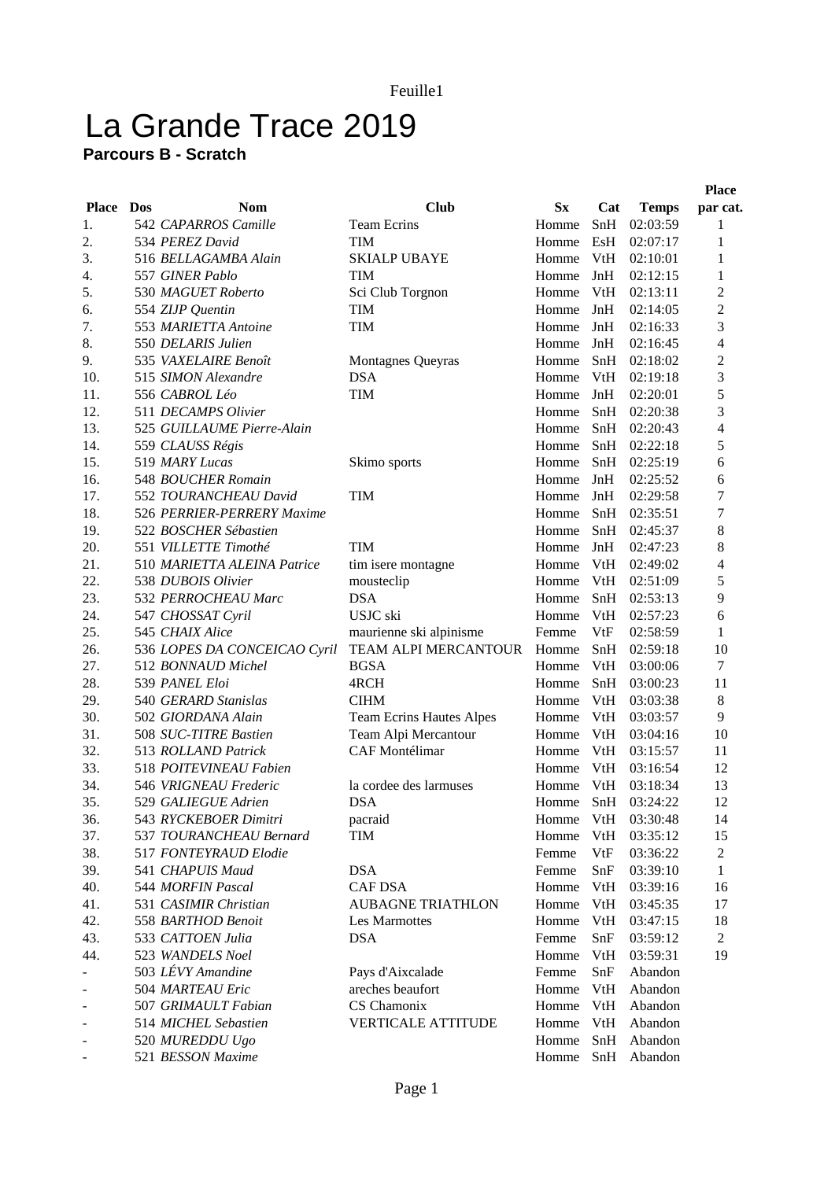# La Grande Trace 2019

**Parcours B - Scratch**

| Place | Dos | Nom | Club | Sx | Cat | Temps | Place par cat. |
|---|---|---|---|---|---|---|---|
| 1. | 542 | *CAPARROS Camille* | Team Ecrins | Homme | SnH | 02:03:59 | 1 |
| 2. | 534 | *PEREZ David* | TIM | Homme | EsH | 02:07:17 | 1 |
| 3. | 516 | *BELLAGAMBA Alain* | SKIALP UBAYE | Homme | VtH | 02:10:01 | 1 |
| 4. | 557 | *GINER Pablo* | TIM | Homme | JnH | 02:12:15 | 1 |
| 5. | 530 | *MAGUET Roberto* | Sci Club Torgnon | Homme | VtH | 02:13:11 | 2 |
| 6. | 554 | *ZIJP Quentin* | TIM | Homme | JnH | 02:14:05 | 2 |
| 7. | 553 | *MARIETTA Antoine* | TIM | Homme | JnH | 02:16:33 | 3 |
| 8. | 550 | *DELARIS Julien* | | Homme | JnH | 02:16:45 | 4 |
| 9. | 535 | *VAXELAIRE Benoît* | Montagnes Queyras | Homme | SnH | 02:18:02 | 2 |
| 10. | 515 | *SIMON Alexandre* | DSA | Homme | VtH | 02:19:18 | 3 |
| 11. | 556 | *CABROL Léo* | TIM | Homme | JnH | 02:20:01 | 5 |
| 12. | 511 | *DECAMPS Olivier* | | Homme | SnH | 02:20:38 | 3 |
| 13. | 525 | *GUILLAUME Pierre-Alain* | | Homme | SnH | 02:20:43 | 4 |
| 14. | 559 | *CLAUSS Régis* | | Homme | SnH | 02:22:18 | 5 |
| 15. | 519 | *MARY Lucas* | Skimo sports | Homme | SnH | 02:25:19 | 6 |
| 16. | 548 | *BOUCHER Romain* | | Homme | JnH | 02:25:52 | 6 |
| 17. | 552 | *TOURANCHEAU David* | TIM | Homme | JnH | 02:29:58 | 7 |
| 18. | 526 | *PERRIER-PERRERY Maxime* | | Homme | SnH | 02:35:51 | 7 |
| 19. | 522 | *BOSCHER Sébastien* | | Homme | SnH | 02:45:37 | 8 |
| 20. | 551 | *VILLETTE Timothé* | TIM | Homme | JnH | 02:47:23 | 8 |
| 21. | 510 | *MARIETTA ALEINA Patrice* | tim isere montagne | Homme | VtH | 02:49:02 | 4 |
| 22. | 538 | *DUBOIS Olivier* | mousteclip | Homme | VtH | 02:51:09 | 5 |
| 23. | 532 | *PERROCHEAU Marc* | DSA | Homme | SnH | 02:53:13 | 9 |
| 24. | 547 | *CHOSSAT Cyril* | USJC ski | Homme | VtH | 02:57:23 | 6 |
| 25. | 545 | *CHAIX Alice* | maurienne ski alpinisme | Femme | VtF | 02:58:59 | 1 |
| 26. | 536 | *LOPES DA CONCEICAO Cyril* | TEAM ALPI MERCANTOUR | Homme | SnH | 02:59:18 | 10 |
| 27. | 512 | *BONNAUD Michel* | BGSA | Homme | VtH | 03:00:06 | 7 |
| 28. | 539 | *PANEL Eloi* | 4RCH | Homme | SnH | 03:00:23 | 11 |
| 29. | 540 | *GERARD Stanislas* | CIHM | Homme | VtH | 03:03:38 | 8 |
| 30. | 502 | *GIORDANA Alain* | Team Ecrins Hautes Alpes | Homme | VtH | 03:03:57 | 9 |
| 31. | 508 | *SUC-TITRE Bastien* | Team Alpi Mercantour | Homme | VtH | 03:04:16 | 10 |
| 32. | 513 | *ROLLAND Patrick* | CAF Montélimar | Homme | VtH | 03:15:57 | 11 |
| 33. | 518 | *POITEVINEAU Fabien* | | Homme | VtH | 03:16:54 | 12 |
| 34. | 546 | *VRIGNEAU Frederic* | la cordee des larmuses | Homme | VtH | 03:18:34 | 13 |
| 35. | 529 | *GALIEGUE Adrien* | DSA | Homme | SnH | 03:24:22 | 12 |
| 36. | 543 | *RYCKEBOER Dimitri* | pacraid | Homme | VtH | 03:30:48 | 14 |
| 37. | 537 | *TOURANCHEAU Bernard* | TIM | Homme | VtH | 03:35:12 | 15 |
| 38. | 517 | *FONTEYRAUD Elodie* | | Femme | VtF | 03:36:22 | 2 |
| 39. | 541 | *CHAPUIS Maud* | DSA | Femme | SnF | 03:39:10 | 1 |
| 40. | 544 | *MORFIN Pascal* | CAF DSA | Homme | VtH | 03:39:16 | 16 |
| 41. | 531 | *CASIMIR Christian* | AUBAGNE TRIATHLON | Homme | VtH | 03:45:35 | 17 |
| 42. | 558 | *BARTHOD Benoit* | Les Marmottes | Homme | VtH | 03:47:15 | 18 |
| 43. | 533 | *CATTOEN Julia* | DSA | Femme | SnF | 03:59:12 | 2 |
| 44. | 523 | *WANDELS Noel* | | Homme | VtH | 03:59:31 | 19 |
| - | 503 | *LÉVY Amandine* | Pays d'Aixcalade | Femme | SnF | Abandon | |
| - | 504 | *MARTEAU Eric* | areches beaufort | Homme | VtH | Abandon | |
| - | 507 | *GRIMAULT Fabian* | CS Chamonix | Homme | VtH | Abandon | |
| - | 514 | *MICHEL Sebastien* | VERTICALE ATTITUDE | Homme | VtH | Abandon | |
| - | 520 | *MUREDDU Ugo* | | Homme | SnH | Abandon | |
| - | 521 | *BESSON Maxime* | | Homme | SnH | Abandon | |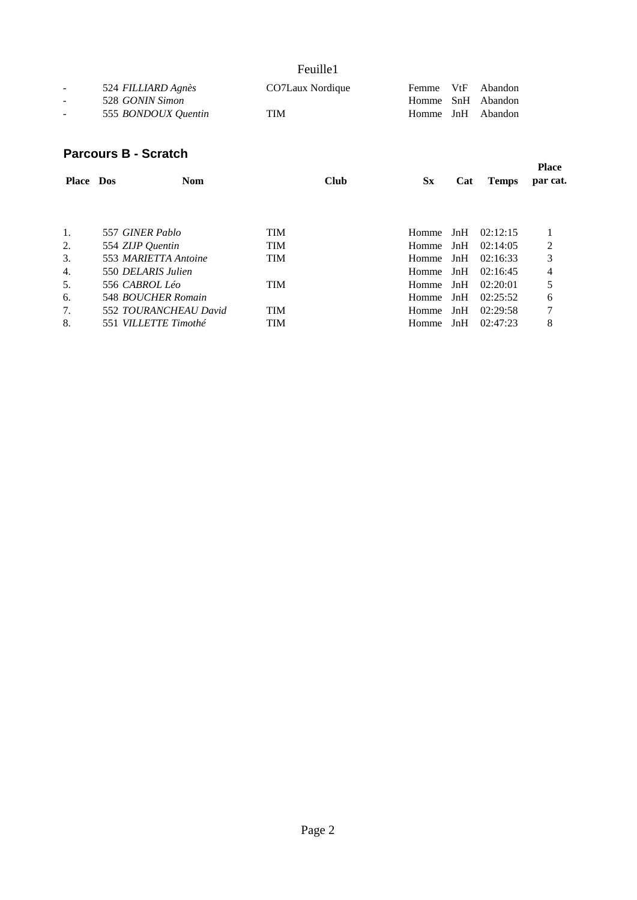| | | | | | | | | |
|---|---|---|---|---|---|---|---|---|
| - | 524 | *FILLIARD Agnès* | CO7Laux Nordique | Femme | VtF | Abandon | | |
| - | 528 | *GONIN Simon* | | Homme | SnH | Abandon | | |
| - | 555 | *BONDOUX Quentin* | TIM | Homme | JnH | Abandon | | |

## Parcours B - Scratch

| Place | Dos | Nom | Club | Sx | Cat | Temps | Place par cat. |
|---|---|---|---|---|---|---|---|
| 1. | 557 | *GINER Pablo* | TIM | Homme | JnH | 02:12:15 | 1 |
| 2. | 554 | *ZIJP Quentin* | TIM | Homme | JnH | 02:14:05 | 2 |
| 3. | 553 | *MARIETTA Antoine* | TIM | Homme | JnH | 02:16:33 | 3 |
| 4. | 550 | *DELARIS Julien* | | Homme | JnH | 02:16:45 | 4 |
| 5. | 556 | *CABROL Léo* | TIM | Homme | JnH | 02:20:01 | 5 |
| 6. | 548 | *BOUCHER Romain* | | Homme | JnH | 02:25:52 | 6 |
| 7. | 552 | *TOURANCHEAU David* | TIM | Homme | JnH | 02:29:58 | 7 |
| 8. | 551 | *VILLETTE Timothé* | TIM | Homme | JnH | 02:47:23 | 8 |